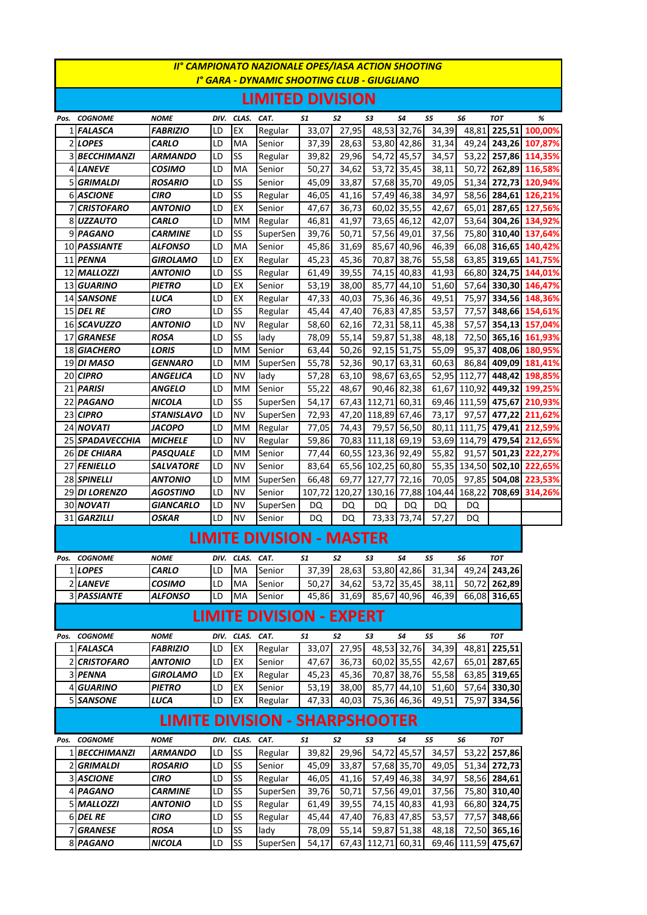# II° CAMPIONATO NAZIONALE OPES/IASA ACTION SHOOTING

## I° GARA - DYNAMIC SHOOTING CLUB - GIUGLIANO

## LIMITED DIVISION

| Pos. | COGNOME | NOME | DIV. | CLAS. | CAT. | S1 | S2 | S3 | S4 | S5 | S6 | TOT | % |
|---|---|---|---|---|---|---|---|---|---|---|---|---|---|
| 1 | FALASCA | FABRIZIO | LD | EX | Regular | 33,07 | 27,95 | 48,53 | 32,76 | 34,39 | 48,81 | 225,51 | 100,00% |
| 2 | LOPES | CARLO | LD | MA | Senior | 37,39 | 28,63 | 53,80 | 42,86 | 31,34 | 49,24 | 243,26 | 107,87% |
| 3 | BECCHIMANZI | ARMANDO | LD | SS | Regular | 39,82 | 29,96 | 54,72 | 45,57 | 34,57 | 53,22 | 257,86 | 114,35% |
| 4 | LANEVE | COSIMO | LD | MA | Senior | 50,27 | 34,62 | 53,72 | 35,45 | 38,11 | 50,72 | 262,89 | 116,58% |
| 5 | GRIMALDI | ROSARIO | LD | SS | Senior | 45,09 | 33,87 | 57,68 | 35,70 | 49,05 | 51,34 | 272,73 | 120,94% |
| 6 | ASCIONE | CIRO | LD | SS | Regular | 46,05 | 41,16 | 57,49 | 46,38 | 34,97 | 58,56 | 284,61 | 126,21% |
| 7 | CRISTOFARO | ANTONIO | LD | EX | Senior | 47,67 | 36,73 | 60,02 | 35,55 | 42,67 | 65,01 | 287,65 | 127,56% |
| 8 | UZZAUTO | CARLO | LD | MM | Regular | 46,81 | 41,97 | 73,65 | 46,12 | 42,07 | 53,64 | 304,26 | 134,92% |
| 9 | PAGANO | CARMINE | LD | SS | SuperSen | 39,76 | 50,71 | 57,56 | 49,01 | 37,56 | 75,80 | 310,40 | 137,64% |
| 10 | PASSIANTE | ALFONSO | LD | MA | Senior | 45,86 | 31,69 | 85,67 | 40,96 | 46,39 | 66,08 | 316,65 | 140,42% |
| 11 | PENNA | GIROLAMO | LD | EX | Regular | 45,23 | 45,36 | 70,87 | 38,76 | 55,58 | 63,85 | 319,65 | 141,75% |
| 12 | MALLOZZI | ANTONIO | LD | SS | Regular | 61,49 | 39,55 | 74,15 | 40,83 | 41,93 | 66,80 | 324,75 | 144,01% |
| 13 | GUARINO | PIETRO | LD | EX | Senior | 53,19 | 38,00 | 85,77 | 44,10 | 51,60 | 57,64 | 330,30 | 146,47% |
| 14 | SANSONE | LUCA | LD | EX | Regular | 47,33 | 40,03 | 75,36 | 46,36 | 49,51 | 75,97 | 334,56 | 148,36% |
| 15 | DEL RE | CIRO | LD | SS | Regular | 45,44 | 47,40 | 76,83 | 47,85 | 53,57 | 77,57 | 348,66 | 154,61% |
| 16 | SCAVUZZO | ANTONIO | LD | NV | Regular | 58,60 | 62,16 | 72,31 | 58,11 | 45,38 | 57,57 | 354,13 | 157,04% |
| 17 | GRANESE | ROSA | LD | SS | lady | 78,09 | 55,14 | 59,87 | 51,38 | 48,18 | 72,50 | 365,16 | 161,93% |
| 18 | GIACHERO | LORIS | LD | MM | Senior | 63,44 | 50,26 | 92,15 | 51,75 | 55,09 | 95,37 | 408,06 | 180,95% |
| 19 | DI MASO | GENNARO | LD | MM | SuperSen | 55,78 | 52,36 | 90,17 | 63,31 | 60,63 | 86,84 | 409,09 | 181,41% |
| 20 | CIPRO | ANGELICA | LD | NV | lady | 57,28 | 63,10 | 98,67 | 63,65 | 52,95 | 112,77 | 448,42 | 198,85% |
| 21 | PARISI | ANGELO | LD | MM | Senior | 55,22 | 48,67 | 90,46 | 82,38 | 61,67 | 110,92 | 449,32 | 199,25% |
| 22 | PAGANO | NICOLA | LD | SS | SuperSen | 54,17 | 67,43 | 112,71 | 60,31 | 69,46 | 111,59 | 475,67 | 210,93% |
| 23 | CIPRO | STANISLAVO | LD | NV | SuperSen | 72,93 | 47,20 | 118,89 | 67,46 | 73,17 | 97,57 | 477,22 | 211,62% |
| 24 | NOVATI | JACOPO | LD | MM | Regular | 77,05 | 74,43 | 79,57 | 56,50 | 80,11 | 111,75 | 479,41 | 212,59% |
| 25 | SPADAVECCHIA | MICHELE | LD | NV | Regular | 59,86 | 70,83 | 111,18 | 69,19 | 53,69 | 114,79 | 479,54 | 212,65% |
| 26 | DE CHIARA | PASQUALE | LD | MM | Senior | 77,44 | 60,55 | 123,36 | 92,49 | 55,82 | 91,57 | 501,23 | 222,27% |
| 27 | FENIELLO | SALVATORE | LD | NV | Senior | 83,64 | 65,56 | 102,25 | 60,80 | 55,35 | 134,50 | 502,10 | 222,65% |
| 28 | SPINELLI | ANTONIO | LD | MM | SuperSen | 66,48 | 69,77 | 127,77 | 72,16 | 70,05 | 97,85 | 504,08 | 223,53% |
| 29 | DI LORENZO | AGOSTINO | LD | NV | Senior | 107,72 | 120,27 | 130,16 | 77,88 | 104,44 | 168,22 | 708,69 | 314,26% |
| 30 | NOVATI | GIANCARLO | LD | NV | SuperSen | DQ | DQ | DQ | DQ | DQ | DQ | | |
| 31 | GARZILLI | OSKAR | LD | NV | Senior | DQ | DQ | 73,33 | 73,74 | 57,27 | DQ | | |

## LIMITE DIVISION - MASTER

| Pos. | COGNOME | NOME | DIV. | CLAS. | CAT. | S1 | S2 | S3 | S4 | S5 | S6 | TOT |
|---|---|---|---|---|---|---|---|---|---|---|---|---|
| 1 | LOPES | CARLO | LD | MA | Senior | 37,39 | 28,63 | 53,80 | 42,86 | 31,34 | 49,24 | 243,26 |
| 2 | LANEVE | COSIMO | LD | MA | Senior | 50,27 | 34,62 | 53,72 | 35,45 | 38,11 | 50,72 | 262,89 |
| 3 | PASSIANTE | ALFONSO | LD | MA | Senior | 45,86 | 31,69 | 85,67 | 40,96 | 46,39 | 66,08 | 316,65 |

## LIMITE DIVISION - EXPERT

| Pos. | COGNOME | NOME | DIV. | CLAS. | CAT. | S1 | S2 | S3 | S4 | S5 | S6 | TOT |
|---|---|---|---|---|---|---|---|---|---|---|---|---|
| 1 | FALASCA | FABRIZIO | LD | EX | Regular | 33,07 | 27,95 | 48,53 | 32,76 | 34,39 | 48,81 | 225,51 |
| 2 | CRISTOFARO | ANTONIO | LD | EX | Senior | 47,67 | 36,73 | 60,02 | 35,55 | 42,67 | 65,01 | 287,65 |
| 3 | PENNA | GIROLAMO | LD | EX | Regular | 45,23 | 45,36 | 70,87 | 38,76 | 55,58 | 63,85 | 319,65 |
| 4 | GUARINO | PIETRO | LD | EX | Senior | 53,19 | 38,00 | 85,77 | 44,10 | 51,60 | 57,64 | 330,30 |
| 5 | SANSONE | LUCA | LD | EX | Regular | 47,33 | 40,03 | 75,36 | 46,36 | 49,51 | 75,97 | 334,56 |

## LIMITE DIVISION - SHARPSHOOTER

| Pos. | COGNOME | NOME | DIV. | CLAS. | CAT. | S1 | S2 | S3 | S4 | S5 | S6 | TOT |
|---|---|---|---|---|---|---|---|---|---|---|---|---|
| 1 | BECCHIMANZI | ARMANDO | LD | SS | Regular | 39,82 | 29,96 | 54,72 | 45,57 | 34,57 | 53,22 | 257,86 |
| 2 | GRIMALDI | ROSARIO | LD | SS | Senior | 45,09 | 33,87 | 57,68 | 35,70 | 49,05 | 51,34 | 272,73 |
| 3 | ASCIONE | CIRO | LD | SS | Regular | 46,05 | 41,16 | 57,49 | 46,38 | 34,97 | 58,56 | 284,61 |
| 4 | PAGANO | CARMINE | LD | SS | SuperSen | 39,76 | 50,71 | 57,56 | 49,01 | 37,56 | 75,80 | 310,40 |
| 5 | MALLOZZI | ANTONIO | LD | SS | Regular | 61,49 | 39,55 | 74,15 | 40,83 | 41,93 | 66,80 | 324,75 |
| 6 | DEL RE | CIRO | LD | SS | Regular | 45,44 | 47,40 | 76,83 | 47,85 | 53,57 | 77,57 | 348,66 |
| 7 | GRANESE | ROSA | LD | SS | lady | 78,09 | 55,14 | 59,87 | 51,38 | 48,18 | 72,50 | 365,16 |
| 8 | PAGANO | NICOLA | LD | SS | SuperSen | 54,17 | 67,43 | 112,71 | 60,31 | 69,46 | 111,59 | 475,67 |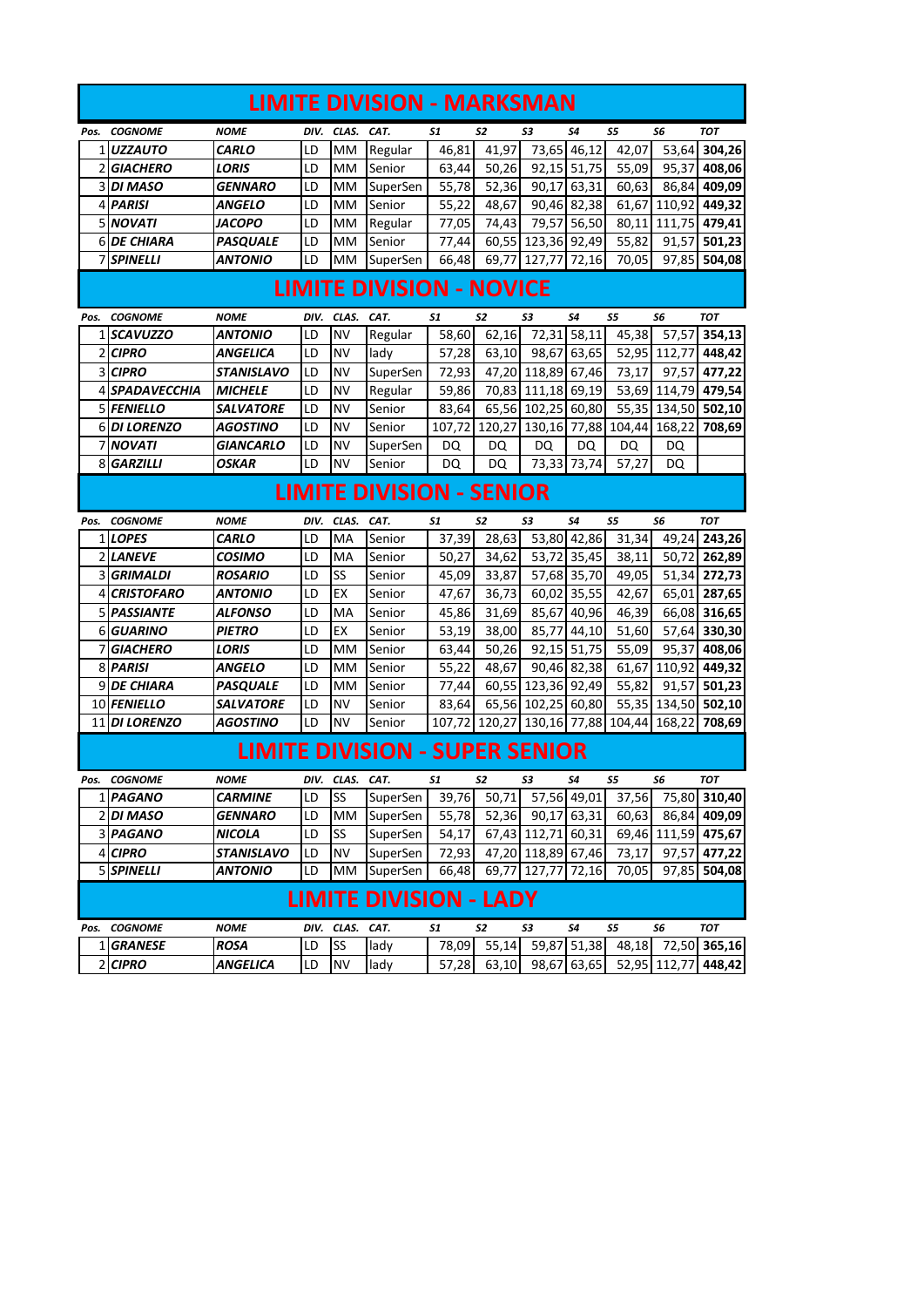## LIMITE DIVISION - MARKSMAN

| Pos. | COGNOME | NOME | DIV. | CLAS. | CAT. | S1 | S2 | S3 | S4 | S5 | S6 | TOT |
|---|---|---|---|---|---|---|---|---|---|---|---|---|
| 1 | ***UZZAUTO*** | ***CARLO*** | LD | MM | Regular | 46,81 | 41,97 | 73,65 | 46,12 | 42,07 | 53,64 | **304,26** |
| 2 | ***GIACHERO*** | ***LORIS*** | LD | MM | Senior | 63,44 | 50,26 | 92,15 | 51,75 | 55,09 | 95,37 | **408,06** |
| 3 | ***DI MASO*** | ***GENNARO*** | LD | MM | SuperSen | 55,78 | 52,36 | 90,17 | 63,31 | 60,63 | 86,84 | **409,09** |
| 4 | ***PARISI*** | ***ANGELO*** | LD | MM | Senior | 55,22 | 48,67 | 90,46 | 82,38 | 61,67 | 110,92 | **449,32** |
| 5 | ***NOVATI*** | ***JACOPO*** | LD | MM | Regular | 77,05 | 74,43 | 79,57 | 56,50 | 80,11 | 111,75 | **479,41** |
| 6 | ***DE CHIARA*** | ***PASQUALE*** | LD | MM | Senior | 77,44 | 60,55 | 123,36 | 92,49 | 55,82 | 91,57 | **501,23** |
| 7 | ***SPINELLI*** | ***ANTONIO*** | LD | MM | SuperSen | 66,48 | 69,77 | 127,77 | 72,16 | 70,05 | 97,85 | **504,08** |

## LIMITE DIVISION - NOVICE

| Pos. | COGNOME | NOME | DIV. | CLAS. | CAT. | S1 | S2 | S3 | S4 | S5 | S6 | TOT |
|---|---|---|---|---|---|---|---|---|---|---|---|---|
| 1 | ***SCAVUZZO*** | ***ANTONIO*** | LD | NV | Regular | 58,60 | 62,16 | 72,31 | 58,11 | 45,38 | 57,57 | **354,13** |
| 2 | ***CIPRO*** | ***ANGELICA*** | LD | NV | lady | 57,28 | 63,10 | 98,67 | 63,65 | 52,95 | 112,77 | **448,42** |
| 3 | ***CIPRO*** | ***STANISLAVO*** | LD | NV | SuperSen | 72,93 | 47,20 | 118,89 | 67,46 | 73,17 | 97,57 | **477,22** |
| 4 | ***SPADAVECCHIA*** | ***MICHELE*** | LD | NV | Regular | 59,86 | 70,83 | 111,18 | 69,19 | 53,69 | 114,79 | **479,54** |
| 5 | ***FENIELLO*** | ***SALVATORE*** | LD | NV | Senior | 83,64 | 65,56 | 102,25 | 60,80 | 55,35 | 134,50 | **502,10** |
| 6 | ***DI LORENZO*** | ***AGOSTINO*** | LD | NV | Senior | 107,72 | 120,27 | 130,16 | 77,88 | 104,44 | 168,22 | **708,69** |
| 7 | ***NOVATI*** | ***GIANCARLO*** | LD | NV | SuperSen | DQ | DQ | DQ | DQ | DQ | DQ | |
| 8 | ***GARZILLI*** | ***OSKAR*** | LD | NV | Senior | DQ | DQ | 73,33 | 73,74 | 57,27 | DQ | |

## LIMITE DIVISION - SENIOR

| Pos. | COGNOME | NOME | DIV. | CLAS. | CAT. | S1 | S2 | S3 | S4 | S5 | S6 | TOT |
|---|---|---|---|---|---|---|---|---|---|---|---|---|
| 1 | ***LOPES*** | ***CARLO*** | LD | MA | Senior | 37,39 | 28,63 | 53,80 | 42,86 | 31,34 | 49,24 | **243,26** |
| 2 | ***LANEVE*** | ***COSIMO*** | LD | MA | Senior | 50,27 | 34,62 | 53,72 | 35,45 | 38,11 | 50,72 | **262,89** |
| 3 | ***GRIMALDI*** | ***ROSARIO*** | LD | SS | Senior | 45,09 | 33,87 | 57,68 | 35,70 | 49,05 | 51,34 | **272,73** |
| 4 | ***CRISTOFARO*** | ***ANTONIO*** | LD | EX | Senior | 47,67 | 36,73 | 60,02 | 35,55 | 42,67 | 65,01 | **287,65** |
| 5 | ***PASSIANTE*** | ***ALFONSO*** | LD | MA | Senior | 45,86 | 31,69 | 85,67 | 40,96 | 46,39 | 66,08 | **316,65** |
| 6 | ***GUARINO*** | ***PIETRO*** | LD | EX | Senior | 53,19 | 38,00 | 85,77 | 44,10 | 51,60 | 57,64 | **330,30** |
| 7 | ***GIACHERO*** | ***LORIS*** | LD | MM | Senior | 63,44 | 50,26 | 92,15 | 51,75 | 55,09 | 95,37 | **408,06** |
| 8 | ***PARISI*** | ***ANGELO*** | LD | MM | Senior | 55,22 | 48,67 | 90,46 | 82,38 | 61,67 | 110,92 | **449,32** |
| 9 | ***DE CHIARA*** | ***PASQUALE*** | LD | MM | Senior | 77,44 | 60,55 | 123,36 | 92,49 | 55,82 | 91,57 | **501,23** |
| 10 | ***FENIELLO*** | ***SALVATORE*** | LD | NV | Senior | 83,64 | 65,56 | 102,25 | 60,80 | 55,35 | 134,50 | **502,10** |
| 11 | ***DI LORENZO*** | ***AGOSTINO*** | LD | NV | Senior | 107,72 | 120,27 | 130,16 | 77,88 | 104,44 | 168,22 | **708,69** |

## LIMITE DIVISION - SUPER SENIOR

| Pos. | COGNOME | NOME | DIV. | CLAS. | CAT. | S1 | S2 | S3 | S4 | S5 | S6 | TOT |
|---|---|---|---|---|---|---|---|---|---|---|---|---|
| 1 | ***PAGANO*** | ***CARMINE*** | LD | SS | SuperSen | 39,76 | 50,71 | 57,56 | 49,01 | 37,56 | 75,80 | **310,40** |
| 2 | ***DI MASO*** | ***GENNARO*** | LD | MM | SuperSen | 55,78 | 52,36 | 90,17 | 63,31 | 60,63 | 86,84 | **409,09** |
| 3 | ***PAGANO*** | ***NICOLA*** | LD | SS | SuperSen | 54,17 | 67,43 | 112,71 | 60,31 | 69,46 | 111,59 | **475,67** |
| 4 | ***CIPRO*** | ***STANISLAVO*** | LD | NV | SuperSen | 72,93 | 47,20 | 118,89 | 67,46 | 73,17 | 97,57 | **477,22** |
| 5 | ***SPINELLI*** | ***ANTONIO*** | LD | MM | SuperSen | 66,48 | 69,77 | 127,77 | 72,16 | 70,05 | 97,85 | **504,08** |

## LIMITE DIVISION - LADY

| Pos. | COGNOME | NOME | DIV. | CLAS. | CAT. | S1 | S2 | S3 | S4 | S5 | S6 | TOT |
|---|---|---|---|---|---|---|---|---|---|---|---|---|
| 1 | ***GRANESE*** | ***ROSA*** | LD | SS | lady | 78,09 | 55,14 | 59,87 | 51,38 | 48,18 | 72,50 | **365,16** |
| 2 | ***CIPRO*** | ***ANGELICA*** | LD | NV | lady | 57,28 | 63,10 | 98,67 | 63,65 | 52,95 | 112,77 | **448,42** |